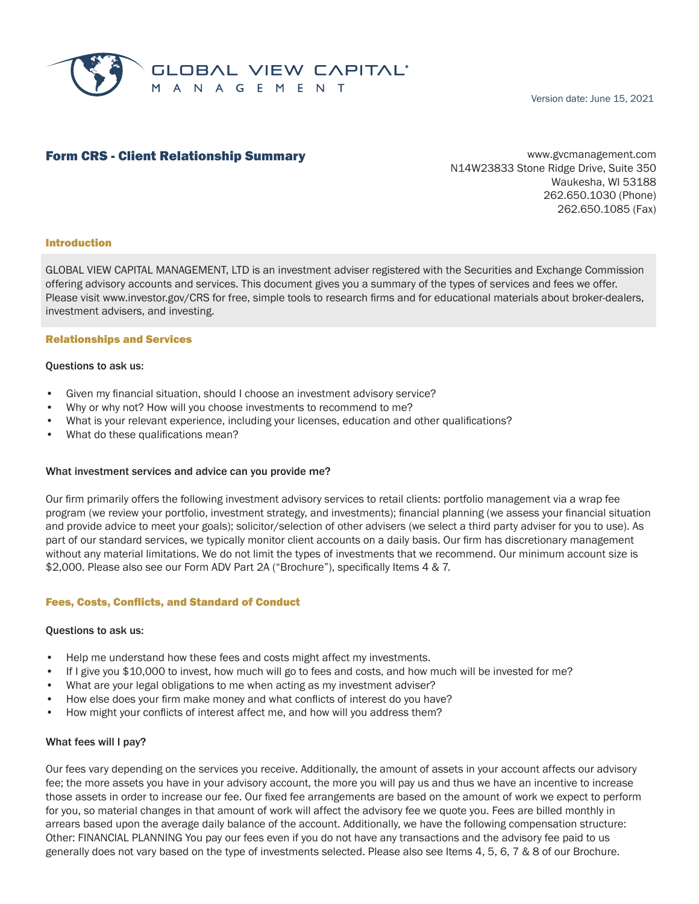GLOBAL VIEW CAPITAL MANAGEMENT

Version date: June 15, 2021

# Form CRS - Client Relationship Summary

www.gvcmanagement.com
N14W23833 Stone Ridge Drive, Suite 350
Waukesha, WI 53188
262.650.1030 (Phone)
262.650.1085 (Fax)

## Introduction

GLOBAL VIEW CAPITAL MANAGEMENT, LTD is an investment adviser registered with the Securities and Exchange Commission offering advisory accounts and services. This document gives you a summary of the types of services and fees we offer. Please visit www.investor.gov/CRS for free, simple tools to research firms and for educational materials about broker-dealers, investment advisers, and investing.

## Relationships and Services

**Questions to ask us:**

- Given my financial situation, should I choose an investment advisory service?
- Why or why not? How will you choose investments to recommend to me?
- What is your relevant experience, including your licenses, education and other qualifications?
- What do these qualifications mean?

**What investment services and advice can you provide me?**

Our firm primarily offers the following investment advisory services to retail clients: portfolio management via a wrap fee program (we review your portfolio, investment strategy, and investments); financial planning (we assess your financial situation and provide advice to meet your goals); solicitor/selection of other advisers (we select a third party adviser for you to use). As part of our standard services, we typically monitor client accounts on a daily basis. Our firm has discretionary management without any material limitations. We do not limit the types of investments that we recommend. Our minimum account size is $2,000. Please also see our Form ADV Part 2A ("Brochure"), specifically Items 4 & 7.

## Fees, Costs, Conflicts, and Standard of Conduct

**Questions to ask us:**

- Help me understand how these fees and costs might affect my investments.
- If I give you $10,000 to invest, how much will go to fees and costs, and how much will be invested for me?
- What are your legal obligations to me when acting as my investment adviser?
- How else does your firm make money and what conflicts of interest do you have?
- How might your conflicts of interest affect me, and how will you address them?

**What fees will I pay?**

Our fees vary depending on the services you receive. Additionally, the amount of assets in your account affects our advisory fee; the more assets you have in your advisory account, the more you will pay us and thus we have an incentive to increase those assets in order to increase our fee. Our fixed fee arrangements are based on the amount of work we expect to perform for you, so material changes in that amount of work will affect the advisory fee we quote you. Fees are billed monthly in arrears based upon the average daily balance of the account. Additionally, we have the following compensation structure: Other: FINANCIAL PLANNING You pay our fees even if you do not have any transactions and the advisory fee paid to us generally does not vary based on the type of investments selected. Please also see Items 4, 5, 6, 7 & 8 of our Brochure.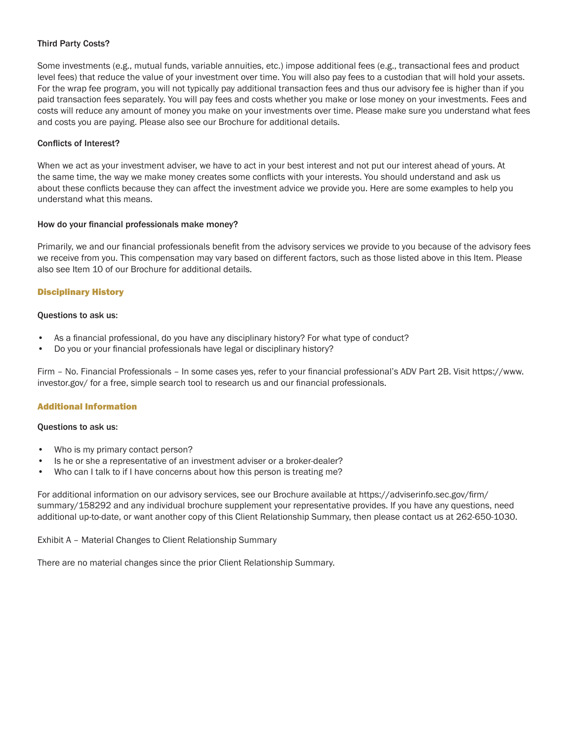**Third Party Costs?**

Some investments (e.g., mutual funds, variable annuities, etc.) impose additional fees (e.g., transactional fees and product level fees) that reduce the value of your investment over time. You will also pay fees to a custodian that will hold your assets. For the wrap fee program, you will not typically pay additional transaction fees and thus our advisory fee is higher than if you paid transaction fees separately. You will pay fees and costs whether you make or lose money on your investments. Fees and costs will reduce any amount of money you make on your investments over time. Please make sure you understand what fees and costs you are paying. Please also see our Brochure for additional details.

**Conflicts of Interest?**

When we act as your investment adviser, we have to act in your best interest and not put our interest ahead of yours. At the same time, the way we make money creates some conflicts with your interests. You should understand and ask us about these conflicts because they can affect the investment advice we provide you. Here are some examples to help you understand what this means.

**How do your financial professionals make money?**

Primarily, we and our financial professionals benefit from the advisory services we provide to you because of the advisory fees we receive from you. This compensation may vary based on different factors, such as those listed above in this Item. Please also see Item 10 of our Brochure for additional details.

## Disciplinary History

**Questions to ask us:**

- As a financial professional, do you have any disciplinary history? For what type of conduct?
- Do you or your financial professionals have legal or disciplinary history?

Firm – No. Financial Professionals – In some cases yes, refer to your financial professional's ADV Part 2B. Visit https://www.investor.gov/ for a free, simple search tool to research us and our financial professionals.

## Additional Information

**Questions to ask us:**

- Who is my primary contact person?
- Is he or she a representative of an investment adviser or a broker-dealer?
- Who can I talk to if I have concerns about how this person is treating me?

For additional information on our advisory services, see our Brochure available at https://adviserinfo.sec.gov/firm/summary/158292 and any individual brochure supplement your representative provides. If you have any questions, need additional up-to-date, or want another copy of this Client Relationship Summary, then please contact us at 262-650-1030.

Exhibit A – Material Changes to Client Relationship Summary

There are no material changes since the prior Client Relationship Summary.